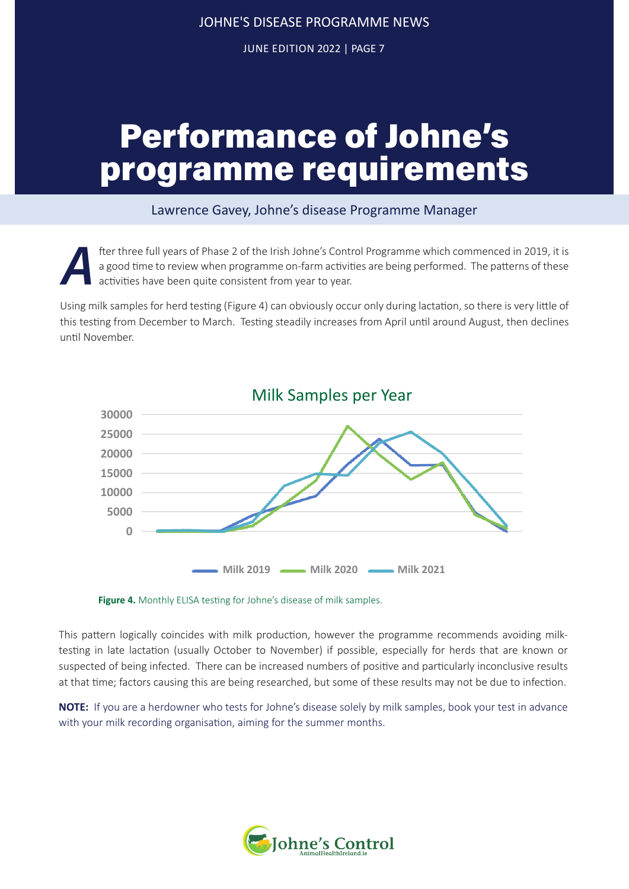# Performance of Johne's programme requirements

Lawrence Gavey, Johne's disease Programme Manager

After three full years of Phase 2 of the Irish Johne's Control Programme which commenced in 2019, it is a good time to review when programme on-farm activities are being performed. The patterns of these activities have been quite consistent from year to year.

Using milk samples for herd testing (Figure 4) can obviously occur only during lactation, so there is very little of this testing from December to March. Testing steadily increases from April until around August, then declines until November.

**Figure 4.** Monthly ELISA testing for Johne's disease of milk samples.

This pattern logically coincides with milk production, however the programme recommends avoiding milk-testing in late lactation (usually October to November) if possible, especially for herds that are known or suspected of being infected. There can be increased numbers of positive and particularly inconclusive results at that time; factors causing this are being researched, but some of these results may not be due to infection.

**NOTE:** If you are a herdowner who tests for Johne's disease solely by milk samples, book your test in advance with your milk recording organisation, aiming for the summer months.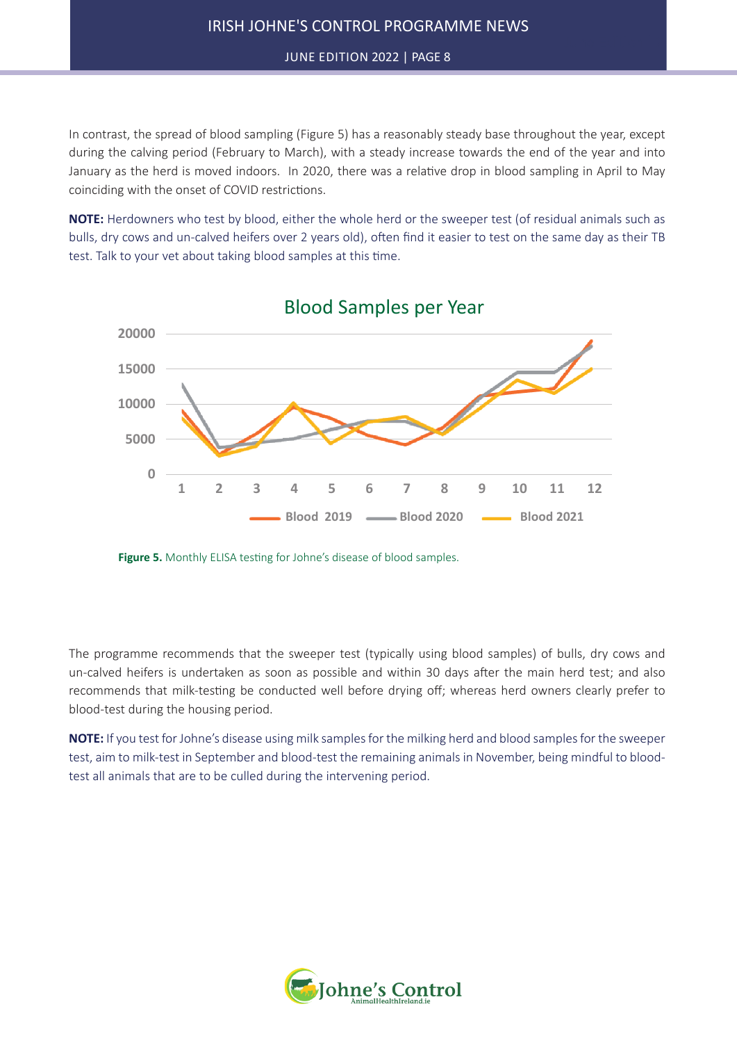In contrast, the spread of blood sampling (Figure 5) has a reasonably steady base throughout the year, except during the calving period (February to March), with a steady increase towards the end of the year and into January as the herd is moved indoors. In 2020, there was a relative drop in blood sampling in April to May coinciding with the onset of COVID restrictions.

**NOTE:** Herdowners who test by blood, either the whole herd or the sweeper test (of residual animals such as bulls, dry cows and un-calved heifers over 2 years old), often find it easier to test on the same day as their TB test. Talk to your vet about taking blood samples at this time.

**Figure 5.** Monthly ELISA testing for Johne's disease of blood samples.

The programme recommends that the sweeper test (typically using blood samples) of bulls, dry cows and un-calved heifers is undertaken as soon as possible and within 30 days after the main herd test; and also recommends that milk-testing be conducted well before drying off; whereas herd owners clearly prefer to blood-test during the housing period.

**NOTE:** If you test for Johne's disease using milk samples for the milking herd and blood samples for the sweeper test, aim to milk-test in September and blood-test the remaining animals in November, being mindful to blood-test all animals that are to be culled during the intervening period.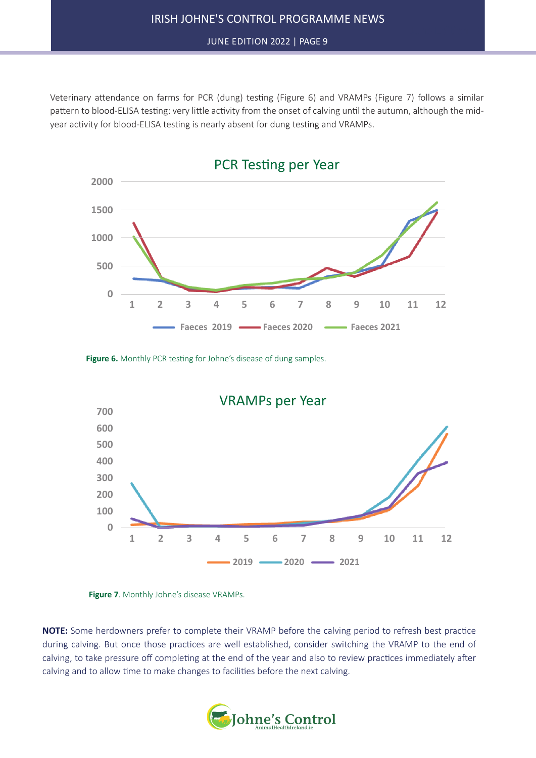Veterinary attendance on farms for PCR (dung) testing (Figure 6) and VRAMPs (Figure 7) follows a similar pattern to blood-ELISA testing: very little activity from the onset of calving until the autumn, although the mid-year activity for blood-ELISA testing is nearly absent for dung testing and VRAMPs.

**Figure 6.** Monthly PCR testing for Johne's disease of dung samples.

**Figure 7**. Monthly Johne's disease VRAMPs.

**NOTE:** Some herdowners prefer to complete their VRAMP before the calving period to refresh best practice during calving. But once those practices are well established, consider switching the VRAMP to the end of calving, to take pressure off completing at the end of the year and also to review practices immediately after calving and to allow time to make changes to facilities before the next calving.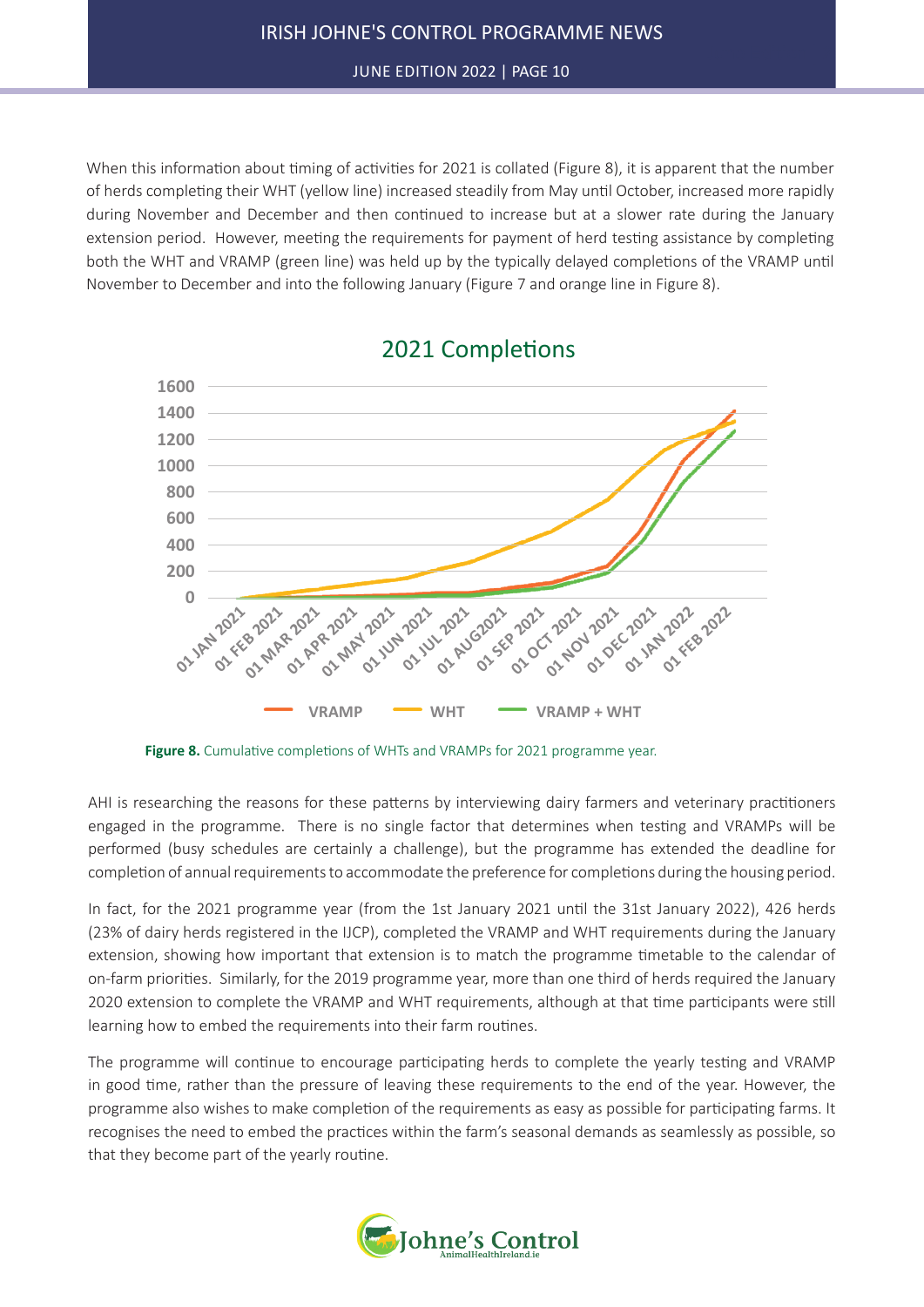When this information about timing of activities for 2021 is collated (Figure 8), it is apparent that the number of herds completing their WHT (yellow line) increased steadily from May until October, increased more rapidly during November and December and then continued to increase but at a slower rate during the January extension period. However, meeting the requirements for payment of herd testing assistance by completing both the WHT and VRAMP (green line) was held up by the typically delayed completions of the VRAMP until November to December and into the following January (Figure 7 and orange line in Figure 8).

2021 Completions

1600
1400
1200
1000
800
600
400
200
0

01 JAN 2021
01 FEB 2021
01 MAR 2021
01 APR 2021
01 MAY 2021
01 JUN 2021
01 JUL 2021
01 AUG2021
01 SEP 2021
01 OCT 2021
01 NOV 2021
01 DEC 2021
01 JAN 2022
01 FEB 2022

VRAMP
WHT
VRAMP + WHT

**Figure 8.** Cumulative completions of WHTs and VRAMPs for 2021 programme year.

AHI is researching the reasons for these patterns by interviewing dairy farmers and veterinary practitioners engaged in the programme. There is no single factor that determines when testing and VRAMPs will be performed (busy schedules are certainly a challenge), but the programme has extended the deadline for completion of annual requirements to accommodate the preference for completions during the housing period.

In fact, for the 2021 programme year (from the 1st January 2021 until the 31st January 2022), 426 herds (23% of dairy herds registered in the IJCP), completed the VRAMP and WHT requirements during the January extension, showing how important that extension is to match the programme timetable to the calendar of on-farm priorities. Similarly, for the 2019 programme year, more than one third of herds required the January 2020 extension to complete the VRAMP and WHT requirements, although at that time participants were still learning how to embed the requirements into their farm routines.

The programme will continue to encourage participating herds to complete the yearly testing and VRAMP in good time, rather than the pressure of leaving these requirements to the end of the year. However, the programme also wishes to make completion of the requirements as easy as possible for participating farms. It recognises the need to embed the practices within the farm's seasonal demands as seamlessly as possible, so that they become part of the yearly routine.